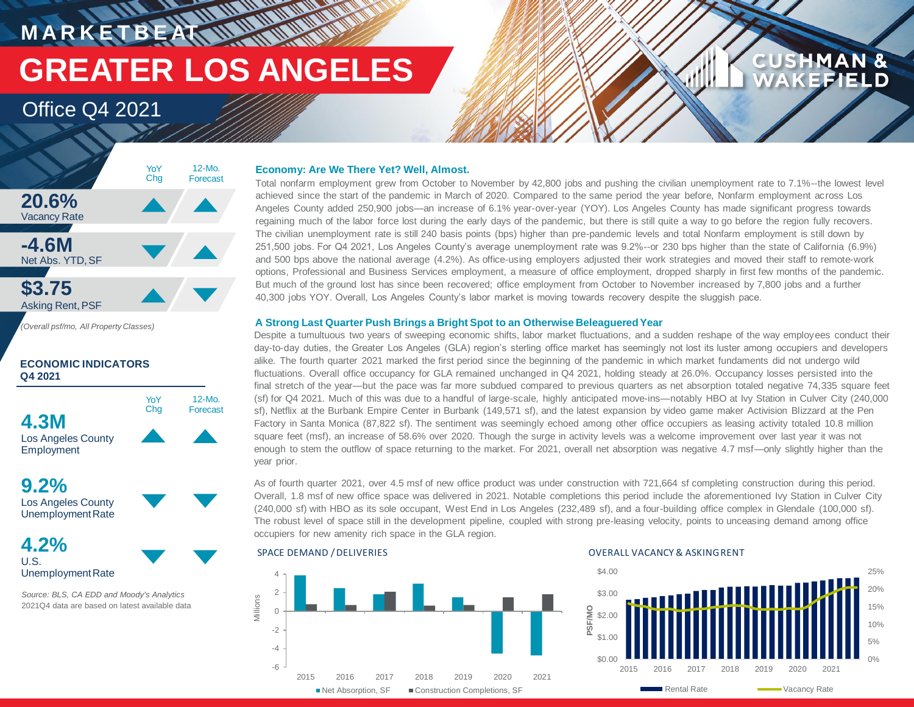# MARKETBEAT

# GREATER LOS ANGELES

## Office Q4 2021

| | YoY Chg | 12-Mo. Forecast |
|---|---|---|
| **20.6%** Vacancy Rate | ▲ | ▲ |
| **-4.6M** Net Abs. YTD, SF | ▼ | ▲ |
| **$3.75** Asking Rent, PSF | ▲ | ▼ |

*(Overall psf/mo, All Property Classes)*

### ECONOMIC INDICATORS Q4 2021

| | YoY Chg | 12-Mo. Forecast |
|---|---|---|
| **4.3M** Los Angeles County Employment | ▲ | ▲ |
| **9.2%** Los Angeles County Unemployment Rate | ▼ | ▼ |
| **4.2%** U.S. Unemployment Rate | ▼ | ▼ |

*Source: BLS, CA EDD and Moody's Analytics*
2021Q4 data are based on latest available data

### Economy: Are We There Yet? Well, Almost.

Total nonfarm employment grew from October to November by 42,800 jobs and pushing the civilian unemployment rate to 7.1%--the lowest level achieved since the start of the pandemic in March of 2020. Compared to the same period the year before, Nonfarm employment across Los Angeles County added 250,900 jobs—an increase of 6.1% year-over-year (YOY). Los Angeles County has made significant progress towards regaining much of the labor force lost during the early days of the pandemic, but there is still quite a way to go before the region fully recovers. The civilian unemployment rate is still 240 basis points (bps) higher than pre-pandemic levels and total Nonfarm employment is still down by 251,500 jobs. For Q4 2021, Los Angeles County's average unemployment rate was 9.2%--or 230 bps higher than the state of California (6.9%) and 500 bps above the national average (4.2%). As office-using employers adjusted their work strategies and moved their staff to remote-work options, Professional and Business Services employment, a measure of office employment, dropped sharply in first few months of the pandemic. But much of the ground lost has since been recovered; office employment from October to November increased by 7,800 jobs and a further 40,300 jobs YOY. Overall, Los Angeles County's labor market is moving towards recovery despite the sluggish pace.

### A Strong Last Quarter Push Brings a Bright Spot to an Otherwise Beleaguered Year

Despite a tumultuous two years of sweeping economic shifts, labor market fluctuations, and a sudden reshape of the way employees conduct their day-to-day duties, the Greater Los Angeles (GLA) region's sterling office market has seemingly not lost its luster among occupiers and developers alike. The fourth quarter 2021 marked the first period since the beginning of the pandemic in which market fundaments did not undergo wild fluctuations. Overall office occupancy for GLA remained unchanged in Q4 2021, holding steady at 26.0%. Occupancy losses persisted into the final stretch of the year—but the pace was far more subdued compared to previous quarters as net absorption totaled negative 74,335 square feet (sf) for Q4 2021. Much of this was due to a handful of large-scale, highly anticipated move-ins—notably HBO at Ivy Station in Culver City (240,000 sf), Netflix at the Burbank Empire Center in Burbank (149,571 sf), and the latest expansion by video game maker Activision Blizzard at the Pen Factory in Santa Monica (87,822 sf). The sentiment was seemingly echoed among other office occupiers as leasing activity totaled 10.8 million square feet (msf), an increase of 58.6% over 2020. Though the surge in activity levels was a welcome improvement over last year it was not enough to stem the outflow of space returning to the market. For 2021, overall net absorption was negative 4.7 msf—only slightly higher than the year prior.

As of fourth quarter 2021, over 4.5 msf of new office product was under construction with 721,664 sf completing construction during this period. Overall, 1.8 msf of new office space was delivered in 2021. Notable completions this period include the aforementioned Ivy Station in Culver City (240,000 sf) with HBO as its sole occupant, West End in Los Angeles (232,489 sf), and a four-building office complex in Glendale (100,000 sf). The robust level of space still in the development pipeline, coupled with strong pre-leasing velocity, points to unceasing demand among office occupiers for new amenity rich space in the GLA region.

**SPACE DEMAND / DELIVERIES**

(Chart: Net Absorption, SF and Construction Completions, SF, in millions, 2015–2021)

**OVERALL VACANCY & ASKING RENT**

(Chart: Rental Rate (PSF/MO) and Vacancy Rate, 2015–2021)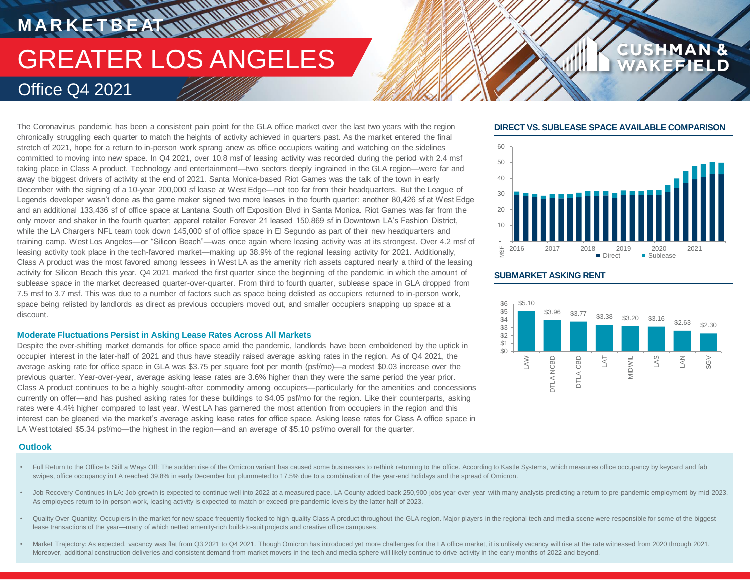# MARKETBEAT

# GREATER LOS ANGELES

## Office Q4 2021

The Coronavirus pandemic has been a consistent pain point for the GLA office market over the last two years with the region chronically struggling each quarter to match the heights of activity achieved in quarters past. As the market entered the final stretch of 2021, hope for a return to in-person work sprang anew as office occupiers waiting and watching on the sidelines committed to moving into new space. In Q4 2021, over 10.8 msf of leasing activity was recorded during the period with 2.4 msf taking place in Class A product. Technology and entertainment—two sectors deeply ingrained in the GLA region—were far and away the biggest drivers of activity at the end of 2021. Santa Monica-based Riot Games was the talk of the town in early December with the signing of a 10-year 200,000 sf lease at West Edge—not too far from their headquarters. But the League of Legends developer wasn't done as the game maker signed two more leases in the fourth quarter: another 80,426 sf at West Edge and an additional 133,436 sf of office space at Lantana South off Exposition Blvd in Santa Monica. Riot Games was far from the only mover and shaker in the fourth quarter; apparel retailer Forever 21 leased 150,869 sf in Downtown LA's Fashion District, while the LA Chargers NFL team took down 145,000 sf of office space in El Segundo as part of their new headquarters and training camp. West Los Angeles—or "Silicon Beach"—was once again where leasing activity was at its strongest. Over 4.2 msf of leasing activity took place in the tech-favored market—making up 38.9% of the regional leasing activity for 2021. Additionally, Class A product was the most favored among lessees in West LA as the amenity rich assets captured nearly a third of the leasing activity for Silicon Beach this year. Q4 2021 marked the first quarter since the beginning of the pandemic in which the amount of sublease space in the market decreased quarter-over-quarter. From third to fourth quarter, sublease space in GLA dropped from 7.5 msf to 3.7 msf. This was due to a number of factors such as space being delisted as occupiers returned to in-person work, space being relisted by landlords as direct as previous occupiers moved out, and smaller occupiers snapping up space at a discount.

### Moderate Fluctuations Persist in Asking Lease Rates Across All Markets

Despite the ever-shifting market demands for office space amid the pandemic, landlords have been emboldened by the uptick in occupier interest in the later-half of 2021 and thus have steadily raised average asking rates in the region. As of Q4 2021, the average asking rate for office space in GLA was $3.75 per square foot per month (psf/mo)—a modest $0.03 increase over the previous quarter. Year-over-year, average asking lease rates are 3.6% higher than they were the same period the year prior. Class A product continues to be a highly sought-after commodity among occupiers—particularly for the amenities and concessions currently on offer—and has pushed asking rates for these buildings to $4.05 psf/mo for the region. Like their counterparts, asking rates were 4.4% higher compared to last year. West LA has garnered the most attention from occupiers in the region and this interest can be gleaned via the market's average asking lease rates for office space. Asking lease rates for Class A office space in LA West totaled $5.34 psf/mo—the highest in the region—and an average of $5.10 psf/mo overall for the quarter.

### DIRECT VS. SUBLEASE SPACE AVAILABLE COMPARISON

MSF; 2016–2021; Direct / Sublease

### SUBMARKET ASKING RENT

| Submarket | Asking Rent |
|---|---|
| LAW | $5.10 |
| DTLA NCBD | $3.96 |
| DTLA CBD | $3.77 |
| LAT | $3.38 |
| MIDWIL | $3.20 |
| LAS | $3.16 |
| LAN | $2.63 |
| SGV | $2.30 |

### Outlook

- Full Return to the Office Is Still a Ways Off: The sudden rise of the Omicron variant has caused some businesses to rethink returning to the office. According to Kastle Systems, which measures office occupancy by keycard and fab swipes, office occupancy in LA reached 39.8% in early December but plummeted to 17.5% due to a combination of the year-end holidays and the spread of Omicron.
- Job Recovery Continues in LA: Job growth is expected to continue well into 2022 at a measured pace. LA County added back 250,900 jobs year-over-year with many analysts predicting a return to pre-pandemic employment by mid-2023. As employees return to in-person work, leasing activity is expected to match or exceed pre-pandemic levels by the latter half of 2023.
- Quality Over Quantity: Occupiers in the market for new space frequently flocked to high-quality Class A product throughout the GLA region. Major players in the regional tech and media scene were responsible for some of the biggest lease transactions of the year—many of which netted amenity-rich build-to-suit projects and creative office campuses.
- Market Trajectory: As expected, vacancy was flat from Q3 2021 to Q4 2021. Though Omicron has introduced yet more challenges for the LA office market, it is unlikely vacancy will rise at the rate witnessed from 2020 through 2021. Moreover, additional construction deliveries and consistent demand from market movers in the tech and media sphere will likely continue to drive activity in the early months of 2022 and beyond.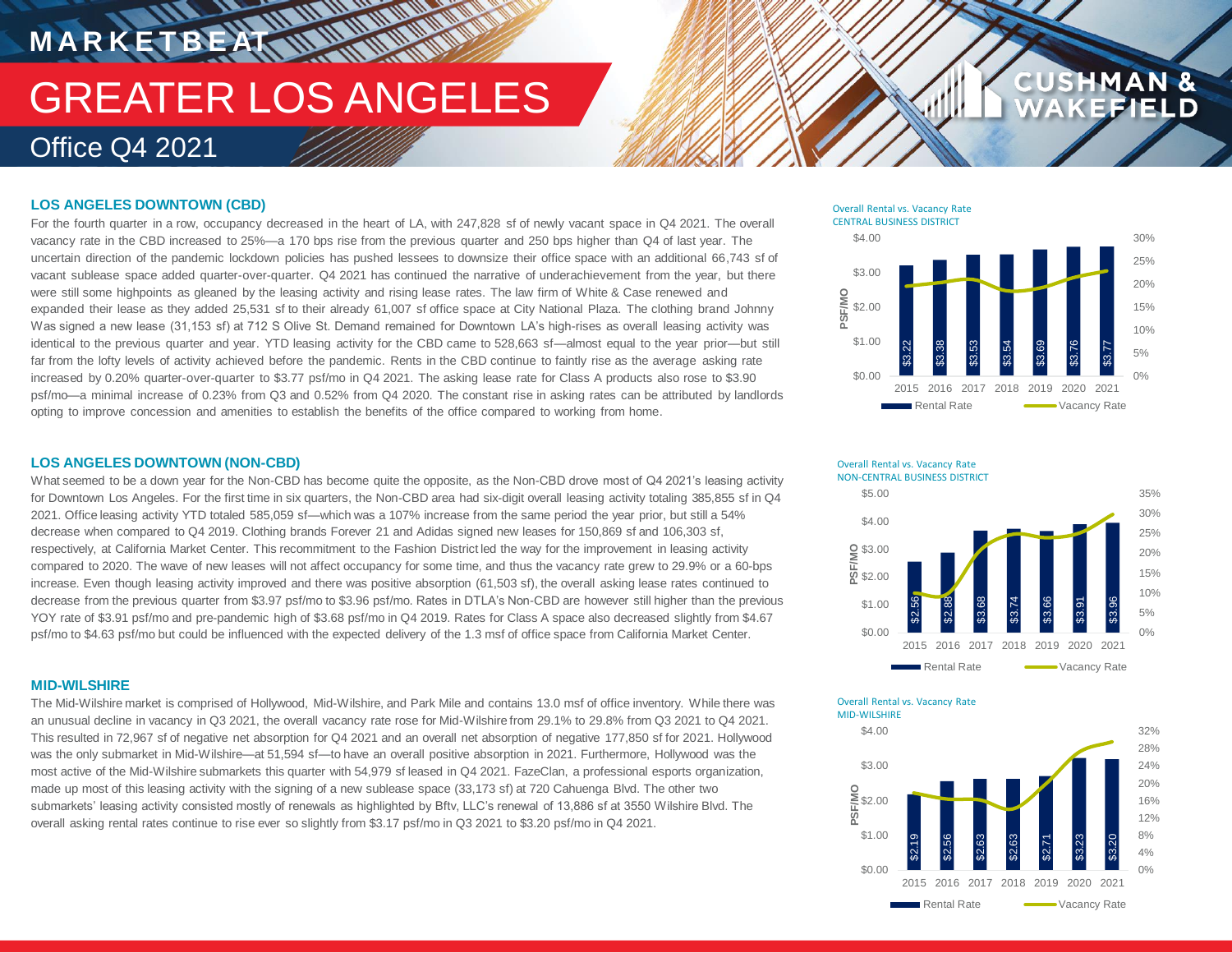# MARKETBEAT

# GREATER LOS ANGELES

## Office Q4 2021

### LOS ANGELES DOWNTOWN (CBD)

For the fourth quarter in a row, occupancy decreased in the heart of LA, with 247,828 sf of newly vacant space in Q4 2021. The overall vacancy rate in the CBD increased to 25%—a 170 bps rise from the previous quarter and 250 bps higher than Q4 of last year. The uncertain direction of the pandemic lockdown policies has pushed lessees to downsize their office space with an additional 66,743 sf of vacant sublease space added quarter-over-quarter. Q4 2021 has continued the narrative of underachievement from the year, but there were still some highpoints as gleaned by the leasing activity and rising lease rates. The law firm of White & Case renewed and expanded their lease as they added 25,531 sf to their already 61,007 sf office space at City National Plaza. The clothing brand Johnny Was signed a new lease (31,153 sf) at 712 S Olive St. Demand remained for Downtown LA's high-rises as overall leasing activity was identical to the previous quarter and year. YTD leasing activity for the CBD came to 528,663 sf—almost equal to the year prior—but still far from the lofty levels of activity achieved before the pandemic. Rents in the CBD continue to faintly rise as the average asking rate increased by 0.20% quarter-over-quarter to $3.77 psf/mo in Q4 2021. The asking lease rate for Class A products also rose to $3.90 psf/mo—a minimal increase of 0.23% from Q3 and 0.52% from Q4 2020. The constant rise in asking rates can be attributed by landlords opting to improve concession and amenities to establish the benefits of the office compared to working from home.

Overall Rental vs. Vacancy Rate
CENTRAL BUSINESS DISTRICT

| Year | 2015 | 2016 | 2017 | 2018 | 2019 | 2020 | 2021 |
|---|---|---|---|---|---|---|---|
| Rental Rate (PSF/MO) | $3.22 | $3.38 | $3.53 | $3.54 | $3.69 | $3.76 | $3.77 |

### LOS ANGELES DOWNTOWN (NON-CBD)

What seemed to be a down year for the Non-CBD has become quite the opposite, as the Non-CBD drove most of Q4 2021's leasing activity for Downtown Los Angeles. For the first time in six quarters, the Non-CBD area had six-digit overall leasing activity totaling 385,855 sf in Q4 2021. Office leasing activity YTD totaled 585,059 sf—which was a 107% increase from the same period the year prior, but still a 54% decrease when compared to Q4 2019. Clothing brands Forever 21 and Adidas signed new leases for 150,869 sf and 106,303 sf, respectively, at California Market Center. This recommitment to the Fashion District led the way for the improvement in leasing activity compared to 2020. The wave of new leases will not affect occupancy for some time, and thus the vacancy rate grew to 29.9% or a 60-bps increase. Even though leasing activity improved and there was positive absorption (61,503 sf), the overall asking lease rates continued to decrease from the previous quarter from $3.97 psf/mo to $3.96 psf/mo. Rates in DTLA's Non-CBD are however still higher than the previous YOY rate of $3.91 psf/mo and pre-pandemic high of $3.68 psf/mo in Q4 2019. Rates for Class A space also decreased slightly from $4.67 psf/mo to $4.63 psf/mo but could be influenced with the expected delivery of the 1.3 msf of office space from California Market Center.

Overall Rental vs. Vacancy Rate
NON-CENTRAL BUSINESS DISTRICT

| Year | 2015 | 2016 | 2017 | 2018 | 2019 | 2020 | 2021 |
|---|---|---|---|---|---|---|---|
| Rental Rate (PSF/MO) | $2.56 | $2.88 | $3.68 | $3.74 | $3.66 | $3.91 | $3.96 |

### MID-WILSHIRE

The Mid-Wilshire market is comprised of Hollywood, Mid-Wilshire, and Park Mile and contains 13.0 msf of office inventory. While there was an unusual decline in vacancy in Q3 2021, the overall vacancy rate rose for Mid-Wilshire from 29.1% to 29.8% from Q3 2021 to Q4 2021. This resulted in 72,967 sf of negative net absorption for Q4 2021 and an overall net absorption of negative 177,850 sf for 2021. Hollywood was the only submarket in Mid-Wilshire—at 51,594 sf—to have an overall positive absorption in 2021. Furthermore, Hollywood was the most active of the Mid-Wilshire submarkets this quarter with 54,979 sf leased in Q4 2021. FazeClan, a professional esports organization, made up most of this leasing activity with the signing of a new sublease space (33,173 sf) at 720 Cahuenga Blvd. The other two submarkets' leasing activity consisted mostly of renewals as highlighted by Bftv, LLC's renewal of 13,886 sf at 3550 Wilshire Blvd. The overall asking rental rates continue to rise ever so slightly from $3.17 psf/mo in Q3 2021 to $3.20 psf/mo in Q4 2021.

Overall Rental vs. Vacancy Rate
MID-WILSHIRE

| Year | 2015 | 2016 | 2017 | 2018 | 2019 | 2020 | 2021 |
|---|---|---|---|---|---|---|---|
| Rental Rate (PSF/MO) | $2.19 | $2.56 | $2.63 | $2.63 | $2.71 | $3.23 | $3.20 |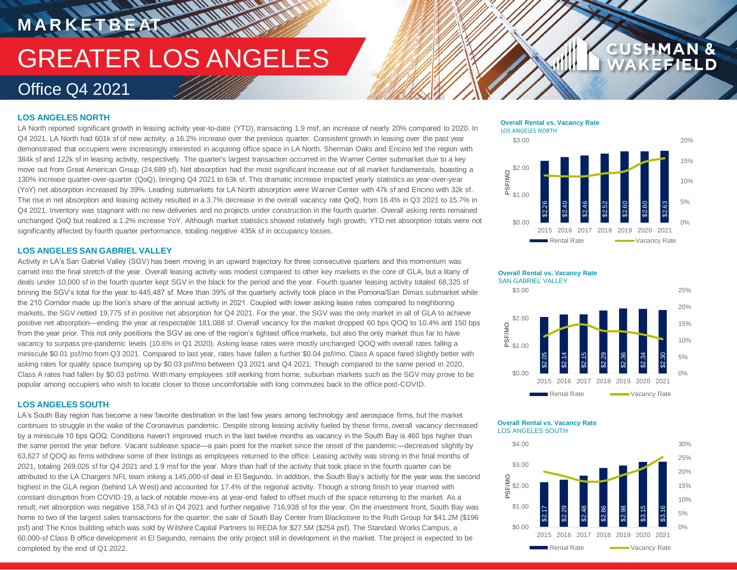# MARKETBEAT

# GREATER LOS ANGELES

## Office Q4 2021

### LOS ANGELES NORTH

LA North reported significant growth in leasing activity year-to-date (YTD), transacting 1.9 msf, an increase of nearly 20% compared to 2020. In Q4 2021, LA North had 601k sf of new activity, a 16.2% increase over the previous quarter. Consistent growth in leasing over the past year demonstrated that occupiers were increasingly interested in acquiring office space in LA North. Sherman Oaks and Encino led the region with 384k sf and 122k sf in leasing activity, respectively. The quarter's largest transaction occurred in the Warner Center submarket due to a key move out from Great American Group (24,689 sf). Net absorption had the most significant increase out of all market fundamentals, boasting a 130% increase quarter-over-quarter (QoQ), bringing Q4 2021 to 63k sf. This dramatic increase impacted yearly statistics as year-over-year (YoY) net absorption increased by 39%. Leading submarkets for LA North absorption were Warner Center with 47k sf and Encino with 32k sf. The rise in net absorption and leasing activity resulted in a 3.7% decrease in the overall vacancy rate QoQ, from 16.4% in Q3 2021 to 15.7% in Q4 2021. Inventory was stagnant with no new deliveries and no projects under construction in the fourth quarter. Overall asking rents remained unchanged QoQ but realized a 1.2% increase YoY. Although market statistics showed relatively high growth, YTD net absorption totals were not significantly affected by fourth quarter performance, totaling negative 435k sf in occupancy losses.

**Overall Rental vs. Vacancy Rate**
LOS ANGELES NORTH

| Year | Rental Rate (PSF/MO) |
|---|---|
| 2015 | $2.26 |
| 2016 | $2.40 |
| 2017 | $2.46 |
| 2018 | $2.52 |
| 2019 | $2.60 |
| 2020 | $2.60 |
| 2021 | $2.63 |

### LOS ANGELES SAN GABRIEL VALLEY

Activity in LA's San Gabriel Valley (SGV) has been moving in an upward trajectory for three consecutive quarters and this momentum was carried into the final stretch of the year. Overall leasing activity was modest compared to other key markets in the core of GLA, but a litany of deals under 10,000 sf in the fourth quarter kept SGV in the black for the period and the year. Fourth quarter leasing activity totaled 68,325 sf brining the SGV's total for the year to 445,487 sf. More than 39% of the quarterly activity took place in the Pomona/San Dimas submarket while the 210 Corridor made up the lion's share of the annual activity in 2021. Coupled with lower asking lease rates compared to neighboring markets, the SGV netted 19,775 sf in positive net absorption for Q4 2021. For the year, the SGV was the only market in all of GLA to achieve positive net absorption—ending the year at respectable 181,088 sf. Overall vacancy for the market dropped 60 bps QOQ to 10.4% and 150 bps from the year prior. This not only positions the SGV as one of the region's tightest office markets, but also the only market thus far to have vacancy to surpass pre-pandemic levels (10.6% in Q1 2020). Asking lease rates were mostly unchanged QOQ with overall rates falling a miniscule $0.01 psf/mo from Q3 2021. Compared to last year, rates have fallen a further $0.04 psf/mo. Class A space fared slightly better with asking rates for quality space bumping up by $0.03 psf/mo between Q3 2021 and Q4 2021. Though compared to the same period in 2020, Class A rates had fallen by $0.03 psf/mo. With many employees still working from home, suburban markets such as the SGV may prove to be popular among occupiers who wish to locate closer to those uncomfortable with long commutes back to the office post-COVID.

**Overall Rental vs. Vacancy Rate**
SAN GABRIEL VALLEY

| Year | Rental Rate (PSF/MO) |
|---|---|
| 2015 | $2.05 |
| 2016 | $2.14 |
| 2017 | $2.15 |
| 2018 | $2.29 |
| 2019 | $2.36 |
| 2020 | $2.34 |
| 2021 | $2.30 |

### LOS ANGELES SOUTH

LA's South Bay region has become a new favorite destination in the last few years among technology and aerospace firms, but the market continues to struggle in the wake of the Coronavirus pandemic. Despite strong leasing activity fueled by these firms, overall vacancy decreased by a miniscule 10 bps QOQ. Conditions haven't improved much in the last twelve months as vacancy in the South Bay is 460 bps higher than the same period the year before. Vacant sublease space—a pain point for the market since the onset of the pandemic—decreased slightly by 63,627 sf QOQ as firms withdrew some of their listings as employees returned to the office. Leasing activity was strong in the final months of 2021, totaling 269,026 sf for Q4 2021 and 1.9 msf for the year. More than half of the activity that took place in the fourth quarter can be attributed to the LA Chargers NFL team inking a 145,000-sf deal in El Segundo. In addition, the South Bay's activity for the year was the second highest in the GLA region (behind LA West) and accounted for 17.4% of the regional activity. Though a strong finish to year marred with constant disruption from COVID-19, a lack of notable move-ins at year-end failed to offset much of the space returning to the market. As a result, net absorption was negative 158,743 sf in Q4 2021 and further negative 716,938 sf for the year. On the investment front, South Bay was home to two of the largest sales transactions for the quarter: the sale of South Bay Center from Blackstone to the Ruth Group for $41.2M ($196 psf) and The Knox building which was sold by Wilshire Capital Partners to REDA for $27.5M ($254 psf). The Standard Works Campus, a 60,000-sf Class B office development in El Segundo, remains the only project still in development in the market. The project is expected to be completed by the end of Q1 2022.

**Overall Rental vs. Vacancy Rate**
LOS ANGELES SOUTH

| Year | Rental Rate (PSF/MO) |
|---|---|
| 2015 | $2.17 |
| 2016 | $2.29 |
| 2017 | $2.48 |
| 2018 | $2.86 |
| 2019 | $2.98 |
| 2020 | $3.15 |
| 2021 | $3.16 |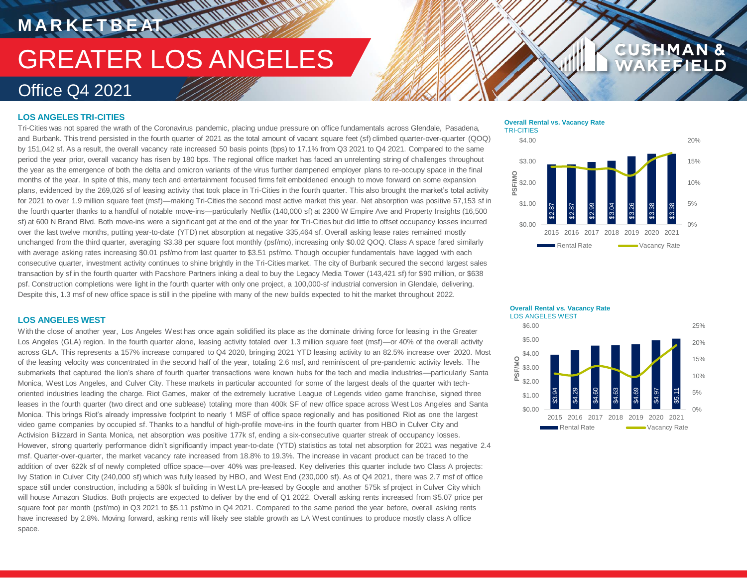# MARKETBEAT

# GREATER LOS ANGELES

## Office Q4 2021

### LOS ANGELES TRI-CITIES

Tri-Cities was not spared the wrath of the Coronavirus pandemic, placing undue pressure on office fundamentals across Glendale, Pasadena, and Burbank. This trend persisted in the fourth quarter of 2021 as the total amount of vacant square feet (sf) climbed quarter-over-quarter (QOQ) by 151,042 sf. As a result, the overall vacancy rate increased 50 basis points (bps) to 17.1% from Q3 2021 to Q4 2021. Compared to the same period the year prior, overall vacancy has risen by 180 bps. The regional office market has faced an unrelenting string of challenges throughout the year as the emergence of both the delta and omicron variants of the virus further dampened employer plans to re-occupy space in the final months of the year. In spite of this, many tech and entertainment focused firms felt emboldened enough to move forward on some expansion plans, evidenced by the 269,026 sf of leasing activity that took place in Tri-Cities in the fourth quarter. This also brought the market's total activity for 2021 to over 1.9 million square feet (msf)—making Tri-Cities the second most active market this year. Net absorption was positive 57,153 sf in the fourth quarter thanks to a handful of notable move-ins—particularly Netflix (140,000 sf) at 2300 W Empire Ave and Property Insights (16,500 sf) at 600 N Brand Blvd. Both move-ins were a significant get at the end of the year for Tri-Cities but did little to offset occupancy losses incurred over the last twelve months, putting year-to-date (YTD) net absorption at negative 335,464 sf. Overall asking lease rates remained mostly unchanged from the third quarter, averaging $3.38 per square foot monthly (psf/mo), increasing only $0.02 QOQ. Class A space fared similarly with average asking rates increasing $0.01 psf/mo from last quarter to $3.51 psf/mo. Though occupier fundamentals have lagged with each consecutive quarter, investment activity continues to shine brightly in the Tri-Cities market. The city of Burbank secured the second largest sales transaction by sf in the fourth quarter with Pacshore Partners inking a deal to buy the Legacy Media Tower (143,421 sf) for $90 million, or $638 psf. Construction completions were light in the fourth quarter with only one project, a 100,000-sf industrial conversion in Glendale, delivering. Despite this, 1.3 msf of new office space is still in the pipeline with many of the new builds expected to hit the market throughout 2022.

**Overall Rental vs. Vacancy Rate**
TRI-CITIES

| Year | Rental Rate (PSF/MO) |
|---|---|
| 2015 | $2.87 |
| 2016 | $2.87 |
| 2017 | $2.99 |
| 2018 | $3.04 |
| 2019 | $3.26 |
| 2020 | $3.38 |
| 2021 | $3.38 |

Rental Rate / Vacancy Rate

### LOS ANGELES WEST

With the close of another year, Los Angeles West has once again solidified its place as the dominate driving force for leasing in the Greater Los Angeles (GLA) region. In the fourth quarter alone, leasing activity totaled over 1.3 million square feet (msf)—or 40% of the overall activity across GLA. This represents a 157% increase compared to Q4 2020, bringing 2021 YTD leasing activity to an 82.5% increase over 2020. Most of the leasing velocity was concentrated in the second half of the year, totaling 2.6 msf, and reminiscent of pre-pandemic activity levels. The submarkets that captured the lion's share of fourth quarter transactions were known hubs for the tech and media industries—particularly Santa Monica, West Los Angeles, and Culver City. These markets in particular accounted for some of the largest deals of the quarter with tech-oriented industries leading the charge. Riot Games, maker of the extremely lucrative League of Legends video game franchise, signed three leases in the fourth quarter (two direct and one sublease) totaling more than 400k SF of new office space across West Los Angeles and Santa Monica. This brings Riot's already impressive footprint to nearly 1 MSF of office space regionally and has positioned Riot as one the largest video game companies by occupied sf. Thanks to a handful of high-profile move-ins in the fourth quarter from HBO in Culver City and Activision Blizzard in Santa Monica, net absorption was positive 177k sf, ending a six-consecutive quarter streak of occupancy losses. However, strong quarterly performance didn't significantly impact year-to-date (YTD) statistics as total net absorption for 2021 was negative 2.4 msf. Quarter-over-quarter, the market vacancy rate increased from 18.8% to 19.3%. The increase in vacant product can be traced to the addition of over 622k sf of newly completed office space—over 40% was pre-leased. Key deliveries this quarter include two Class A projects: Ivy Station in Culver City (240,000 sf) which was fully leased by HBO, and West End (230,000 sf). As of Q4 2021, there was 2.7 msf of office space still under construction, including a 580k sf building in West LA pre-leased by Google and another 575k sf project in Culver City which will house Amazon Studios. Both projects are expected to deliver by the end of Q1 2022. Overall asking rents increased from $5.07 price per square foot per month (psf/mo) in Q3 2021 to $5.11 psf/mo in Q4 2021. Compared to the same period the year before, overall asking rents have increased by 2.8%. Moving forward, asking rents will likely see stable growth as LA West continues to produce mostly class A office space.

**Overall Rental vs. Vacancy Rate**
LOS ANGELES WEST

| Year | Rental Rate (PSF/MO) |
|---|---|
| 2015 | $3.94 |
| 2016 | $4.29 |
| 2017 | $4.60 |
| 2018 | $4.63 |
| 2019 | $4.69 |
| 2020 | $4.97 |
| 2021 | $5.11 |

Rental Rate / Vacancy Rate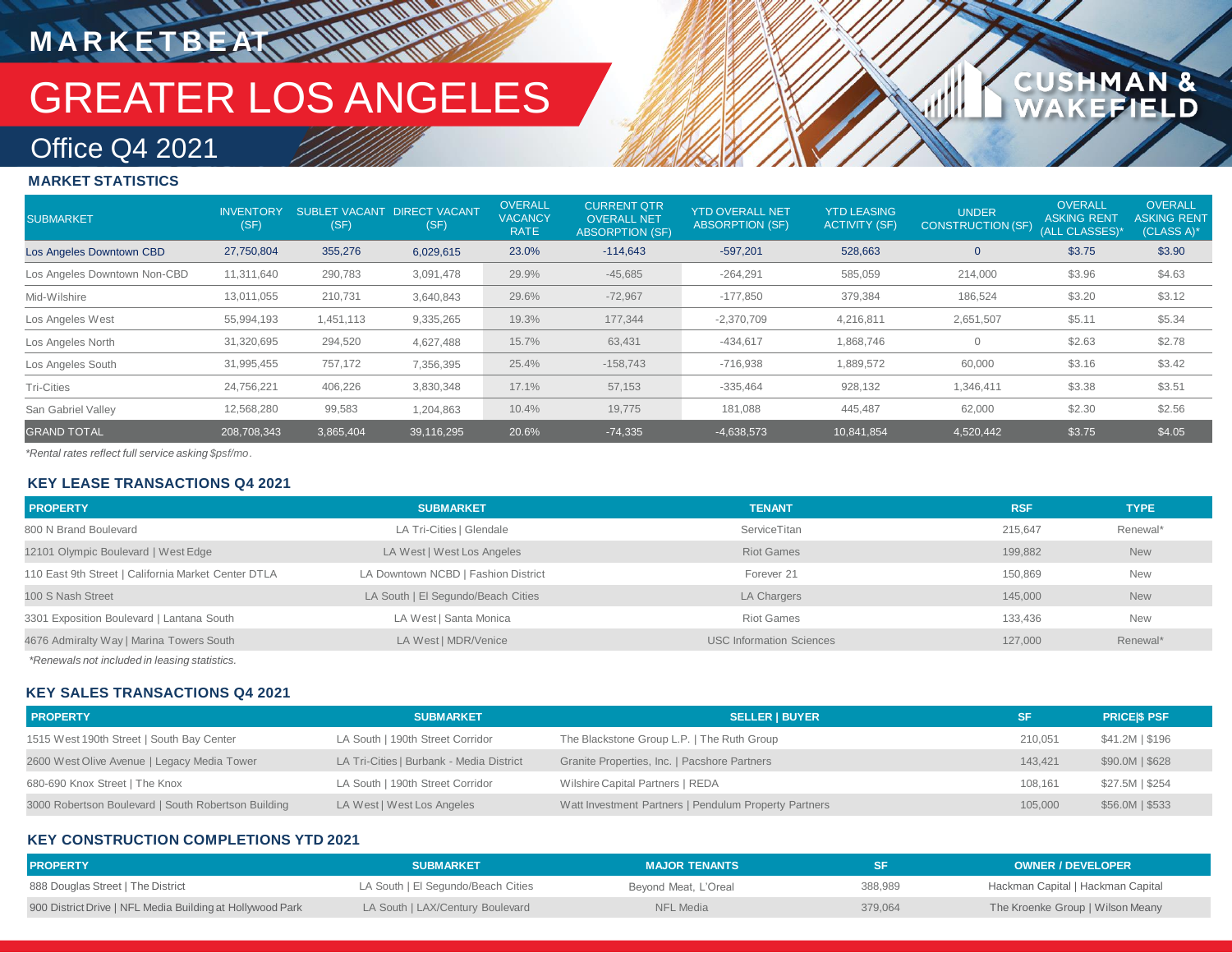# MARKETBEAT

# GREATER LOS ANGELES

## Office Q4 2021

CUSHMAN & WAKEFIELD

### MARKET STATISTICS

| SUBMARKET | INVENTORY (SF) | SUBLET VACANT (SF) | DIRECT VACANT (SF) | OVERALL VACANCY RATE | CURRENT QTR OVERALL NET ABSORPTION (SF) | YTD OVERALL NET ABSORPTION (SF) | YTD LEASING ACTIVITY (SF) | UNDER CONSTRUCTION (SF) | OVERALL ASKING RENT (ALL CLASSES)* | OVERALL ASKING RENT (CLASS A)* |
|---|---|---|---|---|---|---|---|---|---|---|
| Los Angeles Downtown CBD | 27,750,804 | 355,276 | 6,029,615 | 23.0% | -114,643 | -597,201 | 528,663 | 0 | $3.75 | $3.90 |
| Los Angeles Downtown Non-CBD | 11,311,640 | 290,783 | 3,091,478 | 29.9% | -45,685 | -264,291 | 585,059 | 214,000 | $3.96 | $4.63 |
| Mid-Wilshire | 13,011,055 | 210,731 | 3,640,843 | 29.6% | -72,967 | -177,850 | 379,384 | 186,524 | $3.20 | $3.12 |
| Los Angeles West | 55,994,193 | 1,451,113 | 9,335,265 | 19.3% | 177,344 | -2,370,709 | 4,216,811 | 2,651,507 | $5.11 | $5.34 |
| Los Angeles North | 31,320,695 | 294,520 | 4,627,488 | 15.7% | 63,431 | -434,617 | 1,868,746 | 0 | $2.63 | $2.78 |
| Los Angeles South | 31,995,455 | 757,172 | 7,356,395 | 25.4% | -158,743 | -716,938 | 1,889,572 | 60,000 | $3.16 | $3.42 |
| Tri-Cities | 24,756,221 | 406,226 | 3,830,348 | 17.1% | 57,153 | -335,464 | 928,132 | 1,346,411 | $3.38 | $3.51 |
| San Gabriel Valley | 12,568,280 | 99,583 | 1,204,863 | 10.4% | 19,775 | 181,088 | 445,487 | 62,000 | $2.30 | $2.56 |
| GRAND TOTAL | 208,708,343 | 3,865,404 | 39,116,295 | 20.6% | -74,335 | -4,638,573 | 10,841,854 | 4,520,442 | $3.75 | $4.05 |

*Rental rates reflect full service asking $psf/mo.

### KEY LEASE TRANSACTIONS Q4 2021

| PROPERTY | SUBMARKET | TENANT | RSF | TYPE |
|---|---|---|---|---|
| 800 N Brand Boulevard | LA Tri-Cities \| Glendale | ServiceTitan | 215,647 | Renewal* |
| 12101 Olympic Boulevard \| West Edge | LA West \| West Los Angeles | Riot Games | 199,882 | New |
| 110 East 9th Street \| California Market Center DTLA | LA Downtown NCBD \| Fashion District | Forever 21 | 150,869 | New |
| 100 S Nash Street | LA South \| El Segundo/Beach Cities | LA Chargers | 145,000 | New |
| 3301 Exposition Boulevard \| Lantana South | LA West \| Santa Monica | Riot Games | 133,436 | New |
| 4676 Admiralty Way \| Marina Towers South | LA West \| MDR/Venice | USC Information Sciences | 127,000 | Renewal* |

*Renewals not included in leasing statistics.

### KEY SALES TRANSACTIONS Q4 2021

| PROPERTY | SUBMARKET | SELLER \| BUYER | SF | PRICE\|$ PSF |
|---|---|---|---|---|
| 1515 West 190th Street \| South Bay Center | LA South \| 190th Street Corridor | The Blackstone Group L.P. \| The Ruth Group | 210,051 | $41.2M \| $196 |
| 2600 West Olive Avenue \| Legacy Media Tower | LA Tri-Cities \| Burbank - Media District | Granite Properties, Inc. \| Pacshore Partners | 143,421 | $90.0M \| $628 |
| 680-690 Knox Street \| The Knox | LA South \| 190th Street Corridor | Wilshire Capital Partners \| REDA | 108,161 | $27.5M \| $254 |
| 3000 Robertson Boulevard \| South Robertson Building | LA West \| West Los Angeles | Watt Investment Partners \| Pendulum Property Partners | 105,000 | $56.0M \| $533 |

### KEY CONSTRUCTION COMPLETIONS YTD 2021

| PROPERTY | SUBMARKET | MAJOR TENANTS | SF | OWNER / DEVELOPER |
|---|---|---|---|---|
| 888 Douglas Street \| The District | LA South \| El Segundo/Beach Cities | Beyond Meat, L'Oreal | 388,989 | Hackman Capital \| Hackman Capital |
| 900 District Drive \| NFL Media Building at Hollywood Park | LA South \| LAX/Century Boulevard | NFL Media | 379,064 | The Kroenke Group \| Wilson Meany |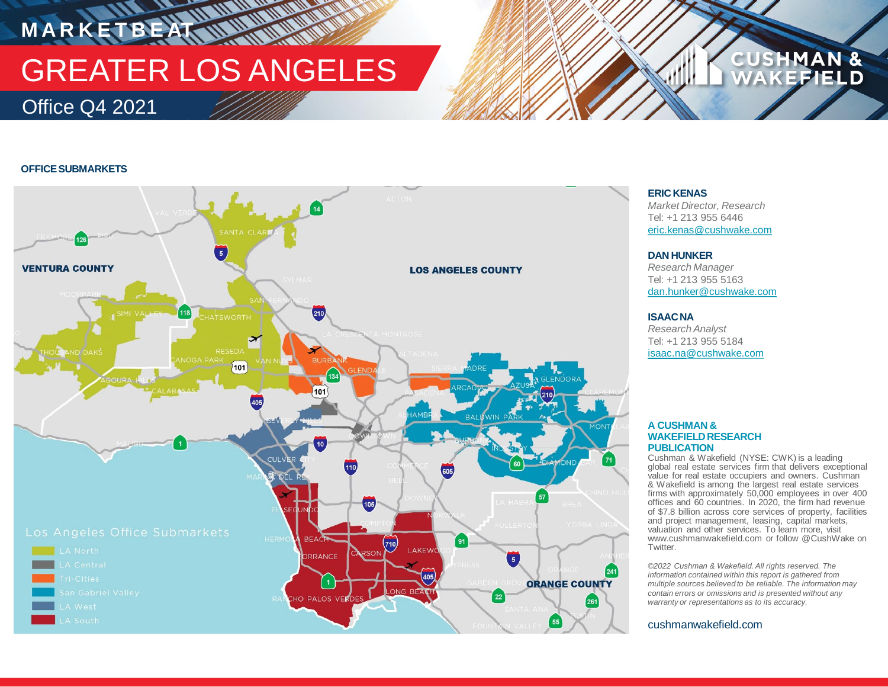MARKETBEAT

# GREATER LOS ANGELES

## Office Q4 2021

### OFFICE SUBMARKETS

VENTURA COUNTY

LOS ANGELES COUNTY

ORANGE COUNTY

Los Angeles Office Submarkets

- LA North
- LA Central
- Tri-Cities
- San Gabriel Valley
- LA West
- LA South

**ERIC KENAS**
*Market Director, Research*
Tel: +1 213 955 6446
eric.kenas@cushwake.com

**DAN HUNKER**
*Research Manager*
Tel: +1 213 955 5163
dan.hunker@cushwake.com

**ISAAC NA**
*Research Analyst*
Tel: +1 213 955 5184
isaac.na@cushwake.com

**A CUSHMAN & WAKEFIELD RESEARCH PUBLICATION**

Cushman & Wakefield (NYSE: CWK) is a leading global real estate services firm that delivers exceptional value for real estate occupiers and owners. Cushman & Wakefield is among the largest real estate services firms with approximately 50,000 employees in over 400 offices and 60 countries. In 2020, the firm had revenue of $7.8 billion across core services of property, facilities and project management, leasing, capital markets, valuation and other services. To learn more, visit www.cushmanwakefield.com or follow @CushWake on Twitter.

*©2022 Cushman & Wakefield. All rights reserved. The information contained within this report is gathered from multiple sources believed to be reliable. The information may contain errors or omissions and is presented without any warranty or representations as to its accuracy.*

cushmanwakefield.com